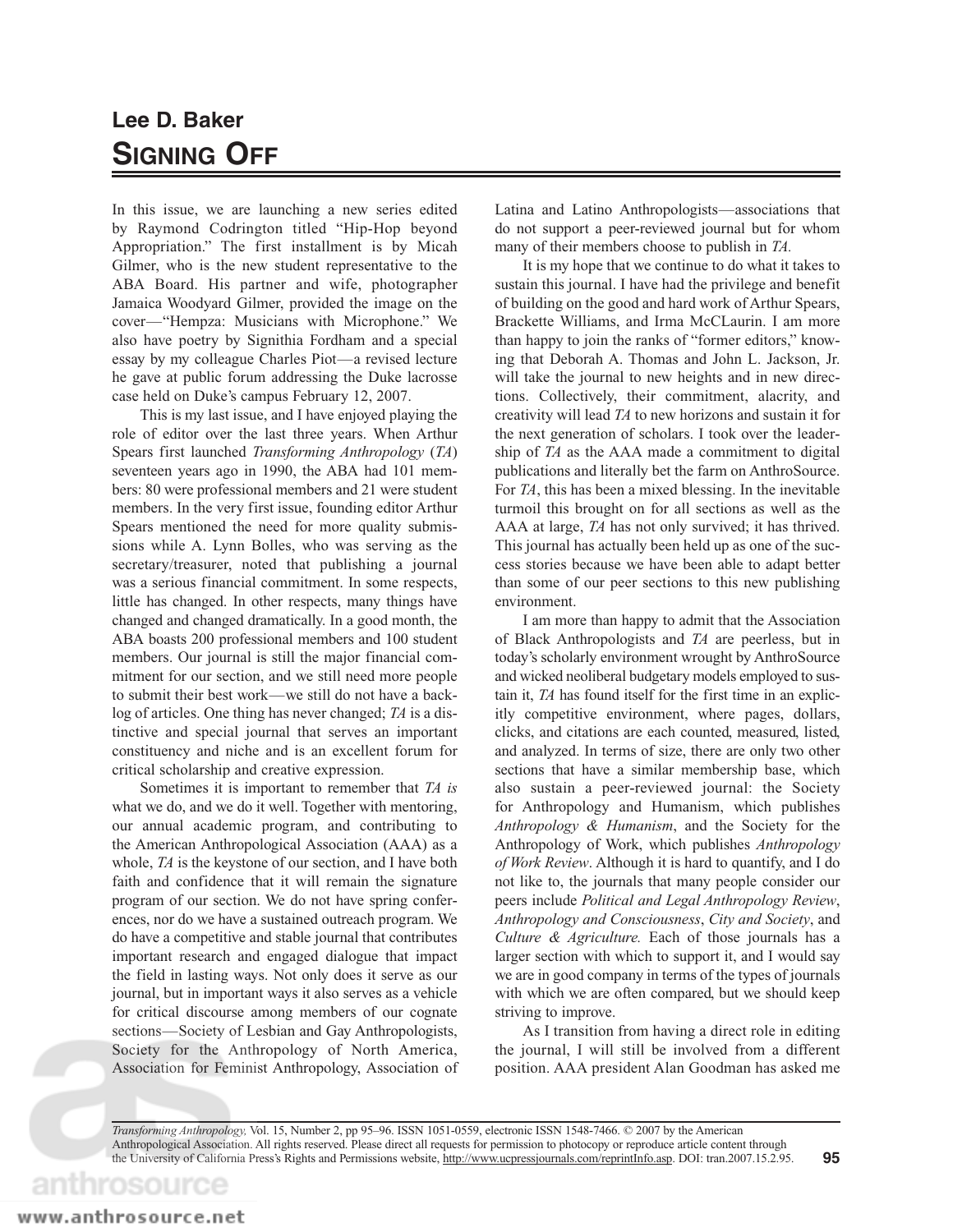# Lee D. Baker

## Signing Off

In this issue, we are launching a new series edited by Raymond Codrington titled "Hip-Hop beyond Appropriation." The first installment is by Micah Gilmer, who is the new student representative to the ABA Board. His partner and wife, photographer Jamaica Woodyard Gilmer, provided the image on the cover—"Hempza: Musicians with Microphone." We also have poetry by Signithia Fordham and a special essay by my colleague Charles Piot—a revised lecture he gave at public forum addressing the Duke lacrosse case held on Duke's campus February 12, 2007.

This is my last issue, and I have enjoyed playing the role of editor over the last three years. When Arthur Spears first launched *Transforming Anthropology* (*TA*) seventeen years ago in 1990, the ABA had 101 members: 80 were professional members and 21 were student members. In the very first issue, founding editor Arthur Spears mentioned the need for more quality submissions while A. Lynn Bolles, who was serving as the secretary/treasurer, noted that publishing a journal was a serious financial commitment. In some respects, little has changed. In other respects, many things have changed and changed dramatically. In a good month, the ABA boasts 200 professional members and 100 student members. Our journal is still the major financial commitment for our section, and we still need more people to submit their best work—we still do not have a backlog of articles. One thing has never changed; *TA* is a distinctive and special journal that serves an important constituency and niche and is an excellent forum for critical scholarship and creative expression.

Sometimes it is important to remember that *TA is* what we do, and we do it well. Together with mentoring, our annual academic program, and contributing to the American Anthropological Association (AAA) as a whole, *TA* is the keystone of our section, and I have both faith and confidence that it will remain the signature program of our section. We do not have spring conferences, nor do we have a sustained outreach program. We do have a competitive and stable journal that contributes important research and engaged dialogue that impact the field in lasting ways. Not only does it serve as our journal, but in important ways it also serves as a vehicle for critical discourse among members of our cognate sections—Society of Lesbian and Gay Anthropologists, Society for the Anthropology of North America, Association for Feminist Anthropology, Association of Latina and Latino Anthropologists—associations that do not support a peer-reviewed journal but for whom many of their members choose to publish in *TA*.

It is my hope that we continue to do what it takes to sustain this journal. I have had the privilege and benefit of building on the good and hard work of Arthur Spears, Brackette Williams, and Irma McCLaurin. I am more than happy to join the ranks of "former editors," knowing that Deborah A. Thomas and John L. Jackson, Jr. will take the journal to new heights and in new directions. Collectively, their commitment, alacrity, and creativity will lead *TA* to new horizons and sustain it for the next generation of scholars. I took over the leadership of *TA* as the AAA made a commitment to digital publications and literally bet the farm on AnthroSource. For *TA*, this has been a mixed blessing. In the inevitable turmoil this brought on for all sections as well as the AAA at large, *TA* has not only survived; it has thrived. This journal has actually been held up as one of the success stories because we have been able to adapt better than some of our peer sections to this new publishing environment.

I am more than happy to admit that the Association of Black Anthropologists and *TA* are peerless, but in today's scholarly environment wrought by AnthroSource and wicked neoliberal budgetary models employed to sustain it, *TA* has found itself for the first time in an explicitly competitive environment, where pages, dollars, clicks, and citations are each counted, measured, listed, and analyzed. In terms of size, there are only two other sections that have a similar membership base, which also sustain a peer-reviewed journal: the Society for Anthropology and Humanism, which publishes *Anthropology & Humanism*, and the Society for the Anthropology of Work, which publishes *Anthropology of Work Review*. Although it is hard to quantify, and I do not like to, the journals that many people consider our peers include *Political and Legal Anthropology Review*, *Anthropology and Consciousness*, *City and Society*, and *Culture & Agriculture.* Each of those journals has a larger section with which to support it, and I would say we are in good company in terms of the types of journals with which we are often compared, but we should keep striving to improve.

As I transition from having a direct role in editing the journal, I will still be involved from a different position. AAA president Alan Goodman has asked me

*Transforming Anthropology,* Vol. 15, Number 2, pp 95–96. ISSN 1051-0559, electronic ISSN 1548-7466. © 2007 by the American Anthropological Association. All rights reserved. Please direct all requests for permission to photocopy or reproduce article content through the University of California Press's Rights and Permissions website, http://www.ucpressjournals.com/reprintInfo.asp. DOI: tran.2007.15.2.95.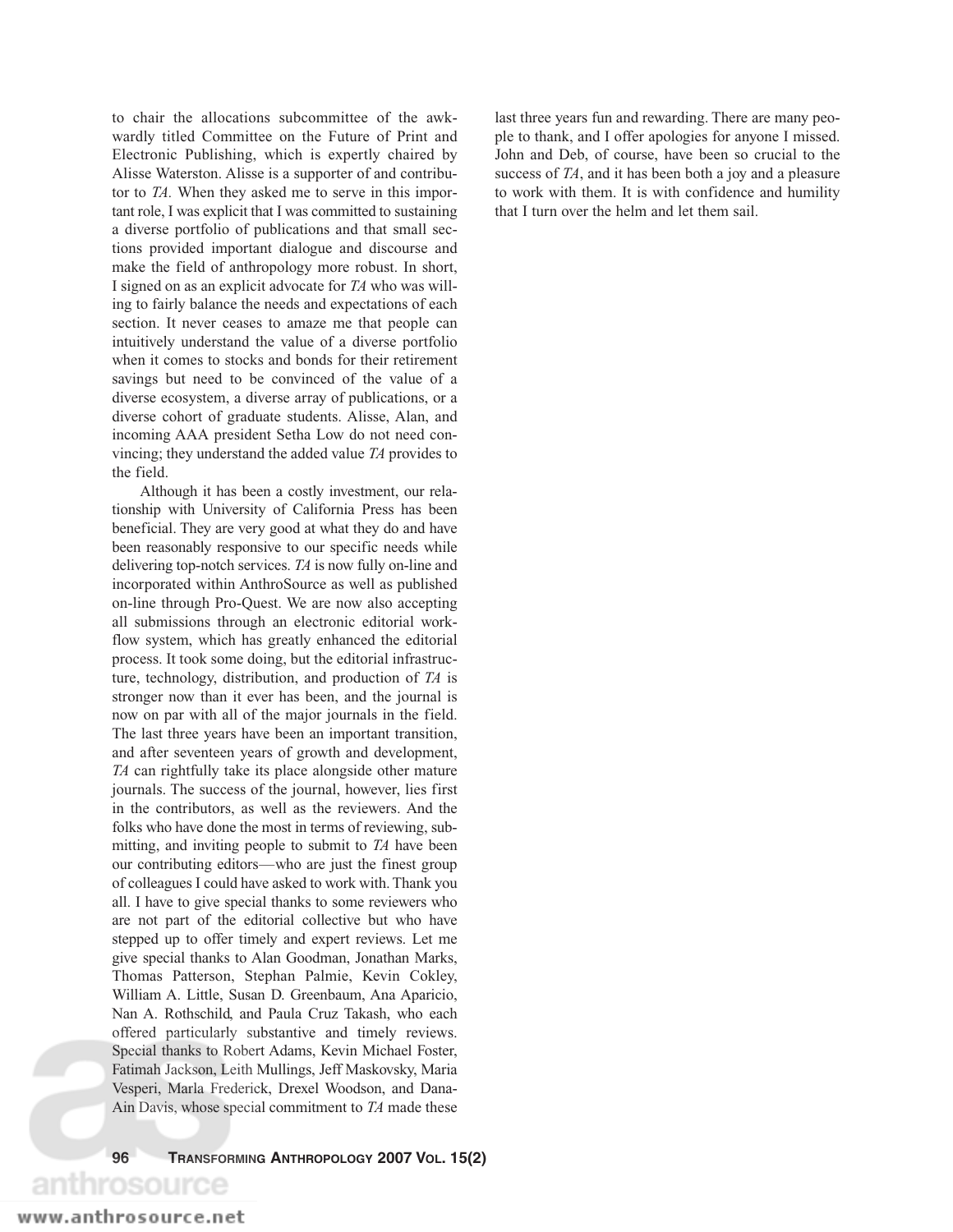to chair the allocations subcommittee of the awkwardly titled Committee on the Future of Print and Electronic Publishing, which is expertly chaired by Alisse Waterston. Alisse is a supporter of and contributor to *TA.* When they asked me to serve in this important role, I was explicit that I was committed to sustaining a diverse portfolio of publications and that small sections provided important dialogue and discourse and make the field of anthropology more robust. In short, I signed on as an explicit advocate for *TA* who was willing to fairly balance the needs and expectations of each section. It never ceases to amaze me that people can intuitively understand the value of a diverse portfolio when it comes to stocks and bonds for their retirement savings but need to be convinced of the value of a diverse ecosystem, a diverse array of publications, or a diverse cohort of graduate students. Alisse, Alan, and incoming AAA president Setha Low do not need convincing; they understand the added value *TA* provides to the field.

Although it has been a costly investment, our relationship with University of California Press has been beneficial. They are very good at what they do and have been reasonably responsive to our specific needs while delivering top-notch services. *TA* is now fully on-line and incorporated within AnthroSource as well as published on-line through Pro-Quest. We are now also accepting all submissions through an electronic editorial workflow system, which has greatly enhanced the editorial process. It took some doing, but the editorial infrastructure, technology, distribution, and production of *TA* is stronger now than it ever has been, and the journal is now on par with all of the major journals in the field. The last three years have been an important transition, and after seventeen years of growth and development, *TA* can rightfully take its place alongside other mature journals. The success of the journal, however, lies first in the contributors, as well as the reviewers. And the folks who have done the most in terms of reviewing, submitting, and inviting people to submit to *TA* have been our contributing editors—who are just the finest group of colleagues I could have asked to work with. Thank you all. I have to give special thanks to some reviewers who are not part of the editorial collective but who have stepped up to offer timely and expert reviews. Let me give special thanks to Alan Goodman, Jonathan Marks, Thomas Patterson, Stephan Palmie, Kevin Cokley, William A. Little, Susan D. Greenbaum, Ana Aparicio, Nan A. Rothschild, and Paula Cruz Takash, who each offered particularly substantive and timely reviews. Special thanks to Robert Adams, Kevin Michael Foster, Fatimah Jackson, Leith Mullings, Jeff Maskovsky, Maria Vesperi, Marla Frederick, Drexel Woodson, and Dana-Ain Davis, whose special commitment to *TA* made these last three years fun and rewarding. There are many people to thank, and I offer apologies for anyone I missed. John and Deb, of course, have been so crucial to the success of *TA*, and it has been both a joy and a pleasure to work with them. It is with confidence and humility that I turn over the helm and let them sail.